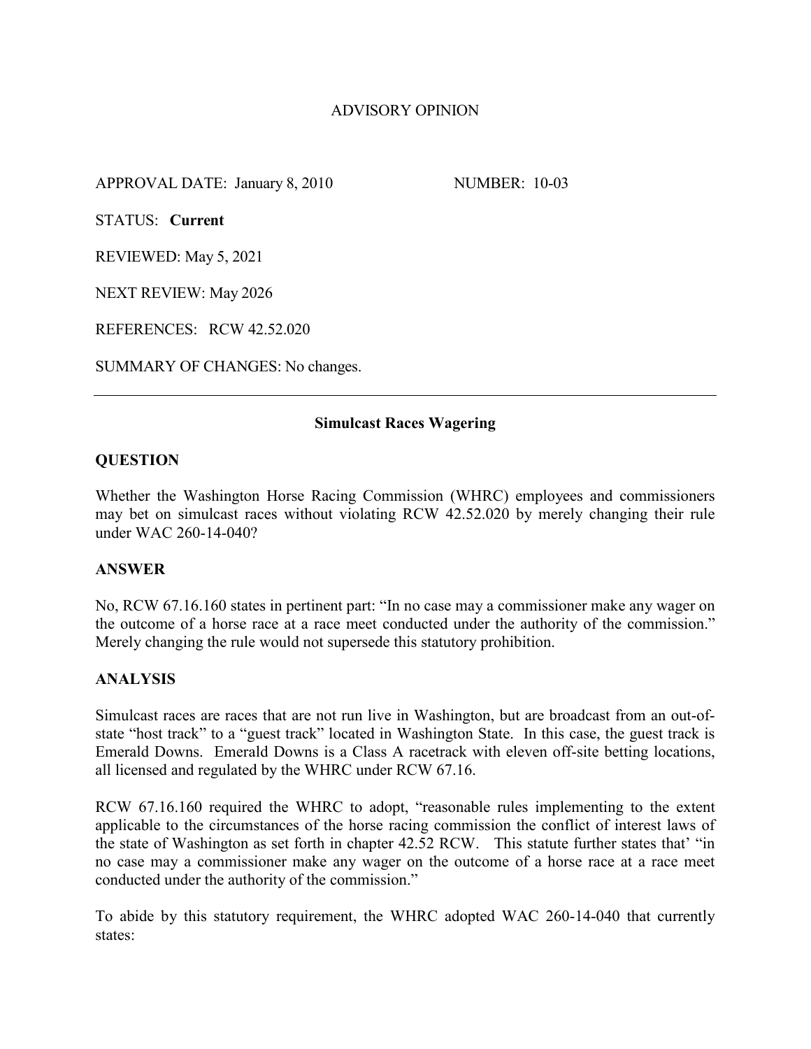ADVISORY OPINION

APPROVAL DATE: January 8, 2010 NUMBER: 10-03

STATUS: **Current**

REVIEWED: May 5, 2021

NEXT REVIEW: May 2026

REFERENCES: RCW 42.52.020

SUMMARY OF CHANGES: No changes.

---

**Simulcast Races Wagering**

## QUESTION

Whether the Washington Horse Racing Commission (WHRC) employees and commissioners may bet on simulcast races without violating RCW 42.52.020 by merely changing their rule under WAC 260-14-040?

## ANSWER

No, RCW 67.16.160 states in pertinent part: "In no case may a commissioner make any wager on the outcome of a horse race at a race meet conducted under the authority of the commission." Merely changing the rule would not supersede this statutory prohibition.

## ANALYSIS

Simulcast races are races that are not run live in Washington, but are broadcast from an out-of-state "host track" to a "guest track" located in Washington State. In this case, the guest track is Emerald Downs. Emerald Downs is a Class A racetrack with eleven off-site betting locations, all licensed and regulated by the WHRC under RCW 67.16.

RCW 67.16.160 required the WHRC to adopt, "reasonable rules implementing to the extent applicable to the circumstances of the horse racing commission the conflict of interest laws of the state of Washington as set forth in chapter 42.52 RCW. This statute further states that' "in no case may a commissioner make any wager on the outcome of a horse race at a race meet conducted under the authority of the commission."

To abide by this statutory requirement, the WHRC adopted WAC 260-14-040 that currently states: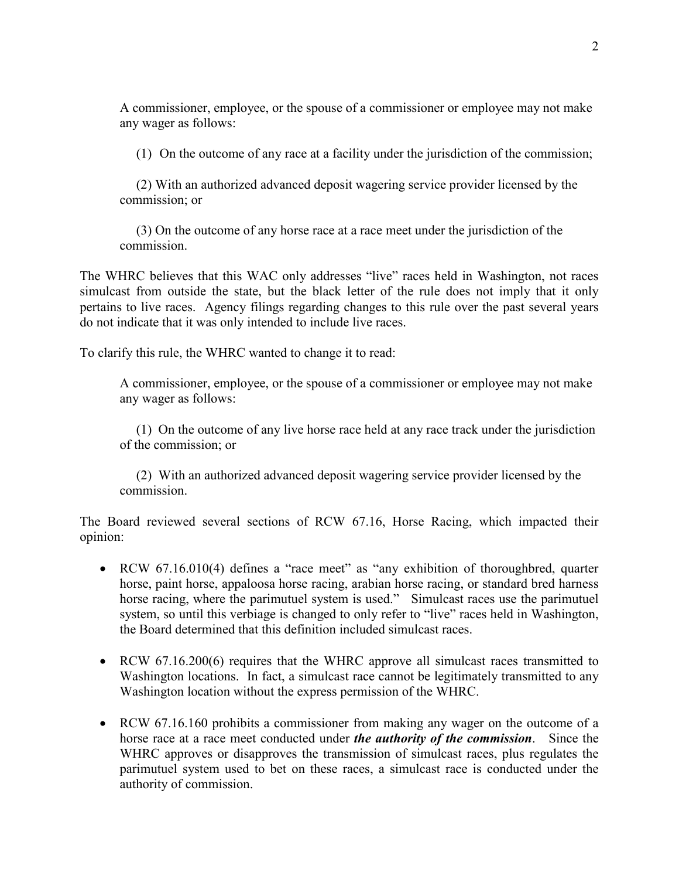> A commissioner, employee, or the spouse of a commissioner or employee may not make any wager as follows:
>
> (1) On the outcome of any race at a facility under the jurisdiction of the commission;
>
> (2) With an authorized advanced deposit wagering service provider licensed by the commission; or
>
> (3) On the outcome of any horse race at a race meet under the jurisdiction of the commission.

The WHRC believes that this WAC only addresses "live" races held in Washington, not races simulcast from outside the state, but the black letter of the rule does not imply that it only pertains to live races. Agency filings regarding changes to this rule over the past several years do not indicate that it was only intended to include live races.

To clarify this rule, the WHRC wanted to change it to read:

> A commissioner, employee, or the spouse of a commissioner or employee may not make any wager as follows:
>
> (1) On the outcome of any live horse race held at any race track under the jurisdiction of the commission; or
>
> (2) With an authorized advanced deposit wagering service provider licensed by the commission.

The Board reviewed several sections of RCW 67.16, Horse Racing, which impacted their opinion:

- RCW 67.16.010(4) defines a "race meet" as "any exhibition of thoroughbred, quarter horse, paint horse, appaloosa horse racing, arabian horse racing, or standard bred harness horse racing, where the parimutuel system is used." Simulcast races use the parimutuel system, so until this verbiage is changed to only refer to "live" races held in Washington, the Board determined that this definition included simulcast races.
- RCW 67.16.200(6) requires that the WHRC approve all simulcast races transmitted to Washington locations. In fact, a simulcast race cannot be legitimately transmitted to any Washington location without the express permission of the WHRC.
- RCW 67.16.160 prohibits a commissioner from making any wager on the outcome of a horse race at a race meet conducted under ***the authority of the commission***. Since the WHRC approves or disapproves the transmission of simulcast races, plus regulates the parimutuel system used to bet on these races, a simulcast race is conducted under the authority of commission.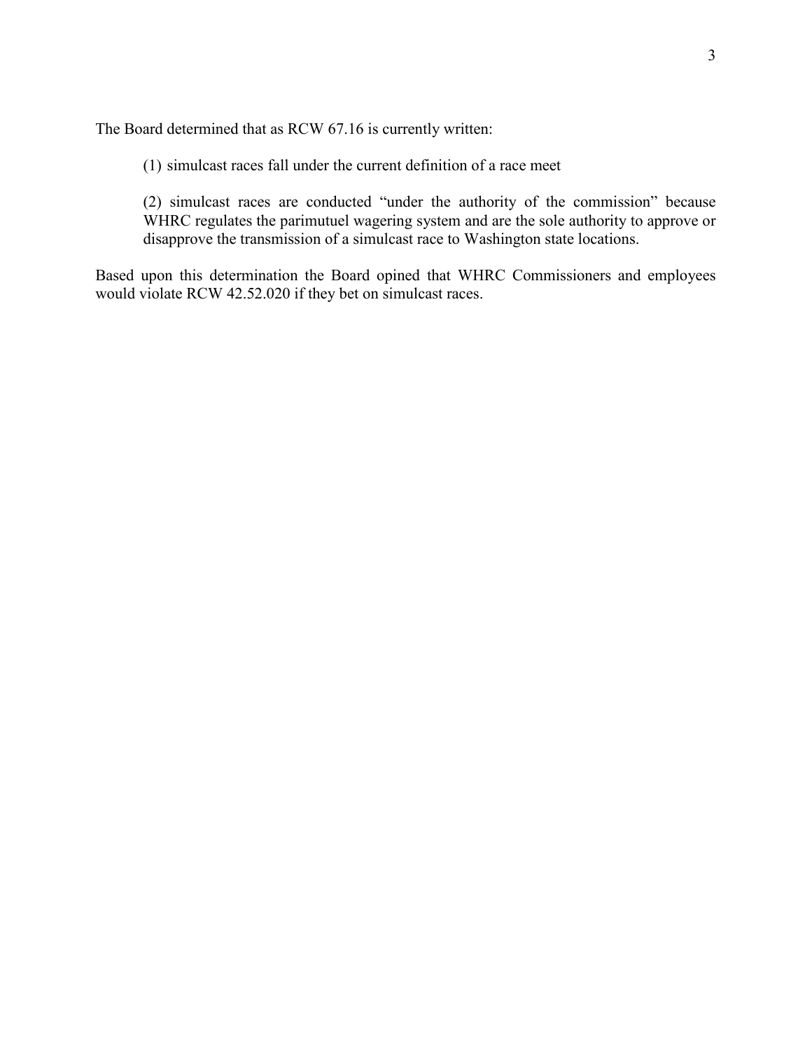The Board determined that as RCW 67.16 is currently written:

> (1) simulcast races fall under the current definition of a race meet
>
> (2) simulcast races are conducted "under the authority of the commission" because WHRC regulates the parimutuel wagering system and are the sole authority to approve or disapprove the transmission of a simulcast race to Washington state locations.

Based upon this determination the Board opined that WHRC Commissioners and employees would violate RCW 42.52.020 if they bet on simulcast races.